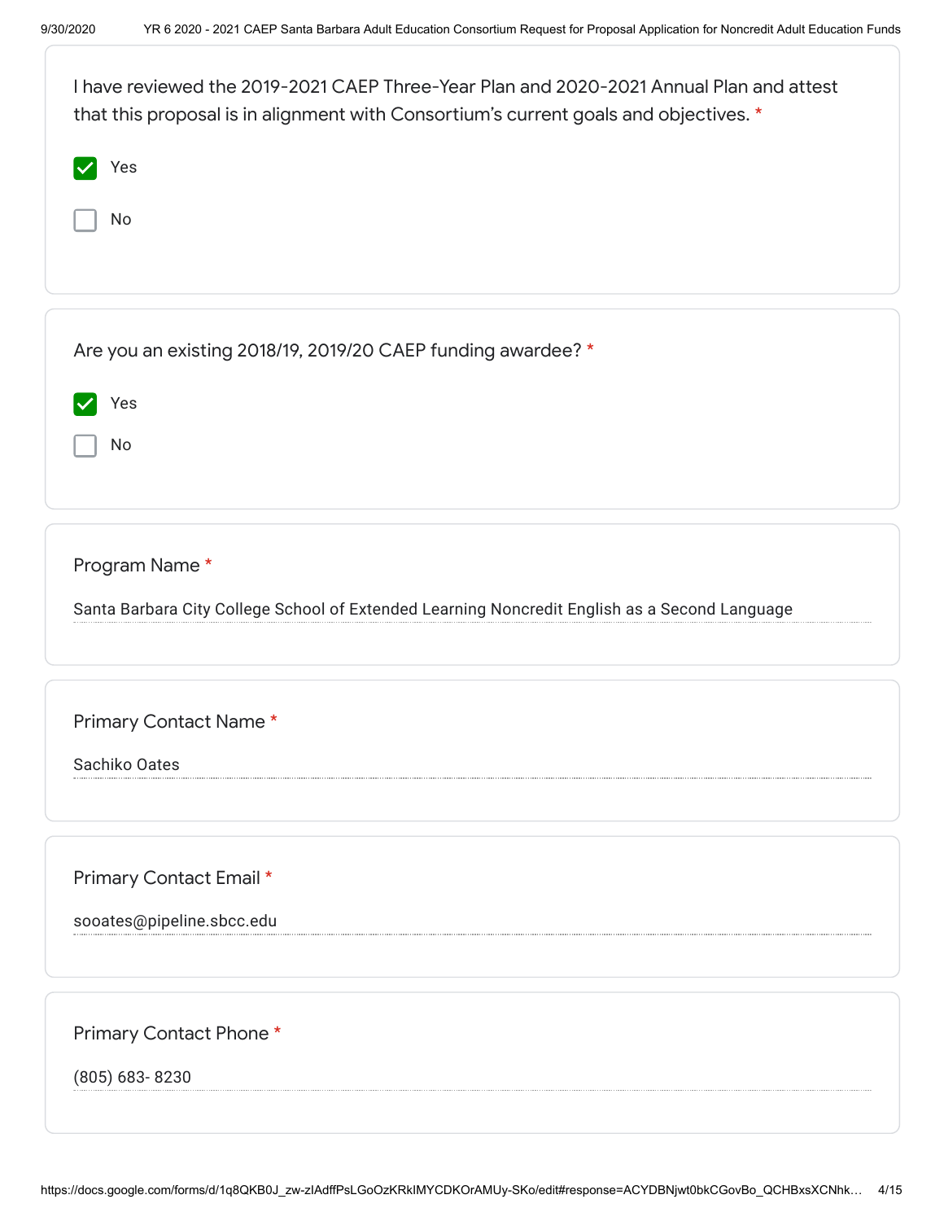I have reviewed the 2019-2021 CAEP Three-Year Plan and 2020-2021 Annual Plan and attest that this proposal is in alignment with Consortium's current goals and objectives. *

- [x] Yes
- [ ] No

Are you an existing 2018/19, 2019/20 CAEP funding awardee? *

- [x] Yes
- [ ] No

Program Name *

Santa Barbara City College School of Extended Learning Noncredit English as a Second Language

Primary Contact Name *

Sachiko Oates

Primary Contact Email *

sooates@pipeline.sbcc.edu

Primary Contact Phone *

(805) 683- 8230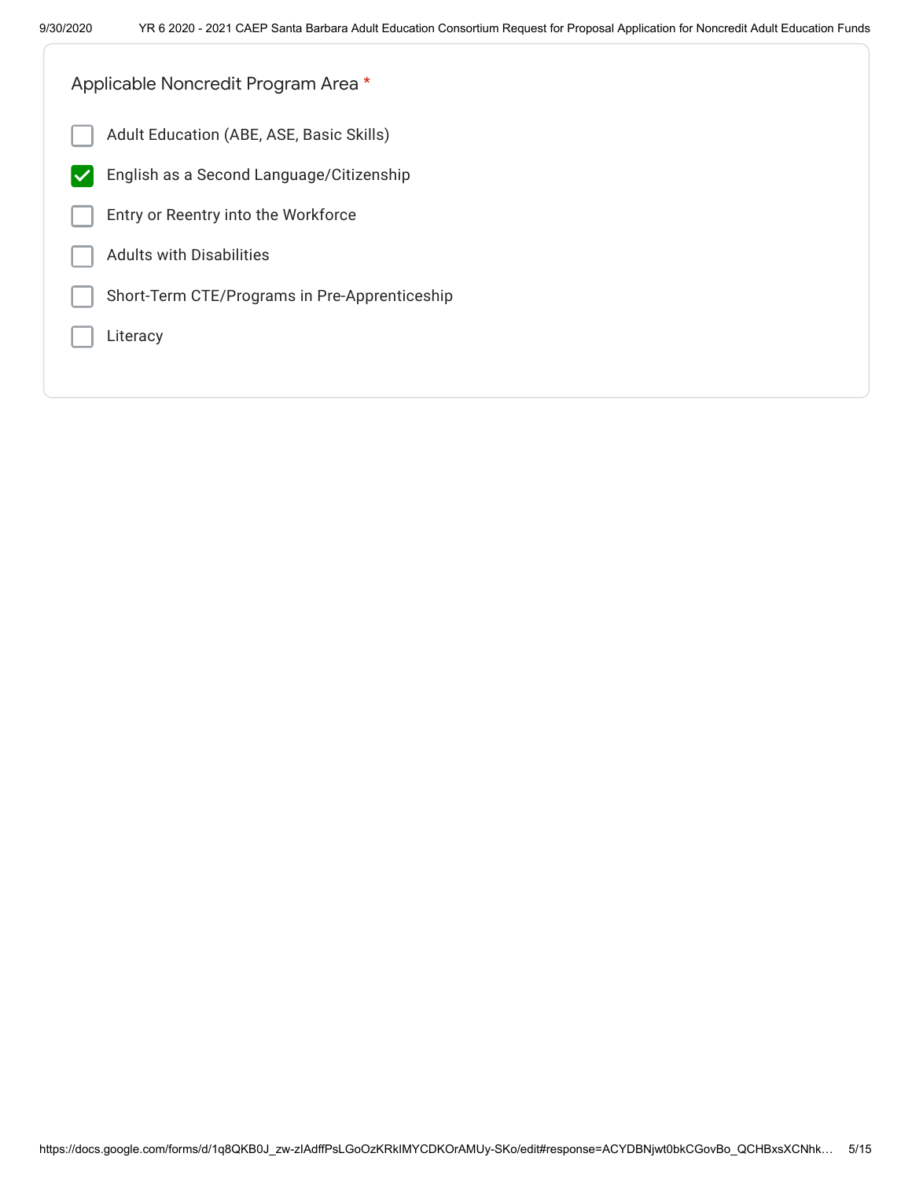Applicable Noncredit Program Area *

- [ ] Adult Education (ABE, ASE, Basic Skills)
- [x] English as a Second Language/Citizenship
- [ ] Entry or Reentry into the Workforce
- [ ] Adults with Disabilities
- [ ] Short-Term CTE/Programs in Pre-Apprenticeship
- [ ] Literacy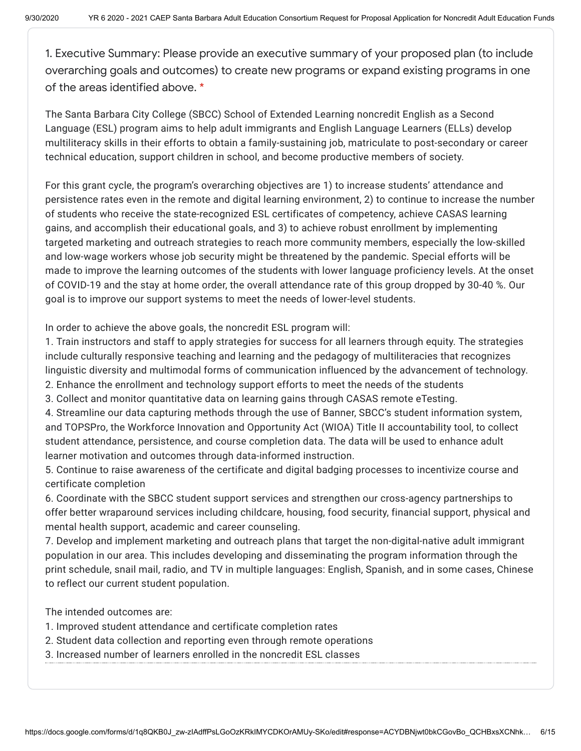1. Executive Summary: Please provide an executive summary of your proposed plan (to include overarching goals and outcomes) to create new programs or expand existing programs in one of the areas identified above. *

The Santa Barbara City College (SBCC) School of Extended Learning noncredit English as a Second Language (ESL) program aims to help adult immigrants and English Language Learners (ELLs) develop multiliteracy skills in their efforts to obtain a family-sustaining job, matriculate to post-secondary or career technical education, support children in school, and become productive members of society.

For this grant cycle, the program's overarching objectives are 1) to increase students' attendance and persistence rates even in the remote and digital learning environment, 2) to continue to increase the number of students who receive the state-recognized ESL certificates of competency, achieve CASAS learning gains, and accomplish their educational goals, and 3) to achieve robust enrollment by implementing targeted marketing and outreach strategies to reach more community members, especially the low-skilled and low-wage workers whose job security might be threatened by the pandemic. Special efforts will be made to improve the learning outcomes of the students with lower language proficiency levels. At the onset of COVID-19 and the stay at home order, the overall attendance rate of this group dropped by 30-40 %. Our goal is to improve our support systems to meet the needs of lower-level students.

In order to achieve the above goals, the noncredit ESL program will:

1. Train instructors and staff to apply strategies for success for all learners through equity. The strategies include culturally responsive teaching and learning and the pedagogy of multiliteracies that recognizes linguistic diversity and multimodal forms of communication influenced by the advancement of technology.
2. Enhance the enrollment and technology support efforts to meet the needs of the students
3. Collect and monitor quantitative data on learning gains through CASAS remote eTesting.
4. Streamline our data capturing methods through the use of Banner, SBCC's student information system, and TOPSPro, the Workforce Innovation and Opportunity Act (WIOA) Title II accountability tool, to collect student attendance, persistence, and course completion data. The data will be used to enhance adult learner motivation and outcomes through data-informed instruction.
5. Continue to raise awareness of the certificate and digital badging processes to incentivize course and certificate completion
6. Coordinate with the SBCC student support services and strengthen our cross-agency partnerships to offer better wraparound services including childcare, housing, food security, financial support, physical and mental health support, academic and career counseling.
7. Develop and implement marketing and outreach plans that target the non-digital-native adult immigrant population in our area. This includes developing and disseminating the program information through the print schedule, snail mail, radio, and TV in multiple languages: English, Spanish, and in some cases, Chinese to reflect our current student population.

The intended outcomes are:

1. Improved student attendance and certificate completion rates
2. Student data collection and reporting even through remote operations
3. Increased number of learners enrolled in the noncredit ESL classes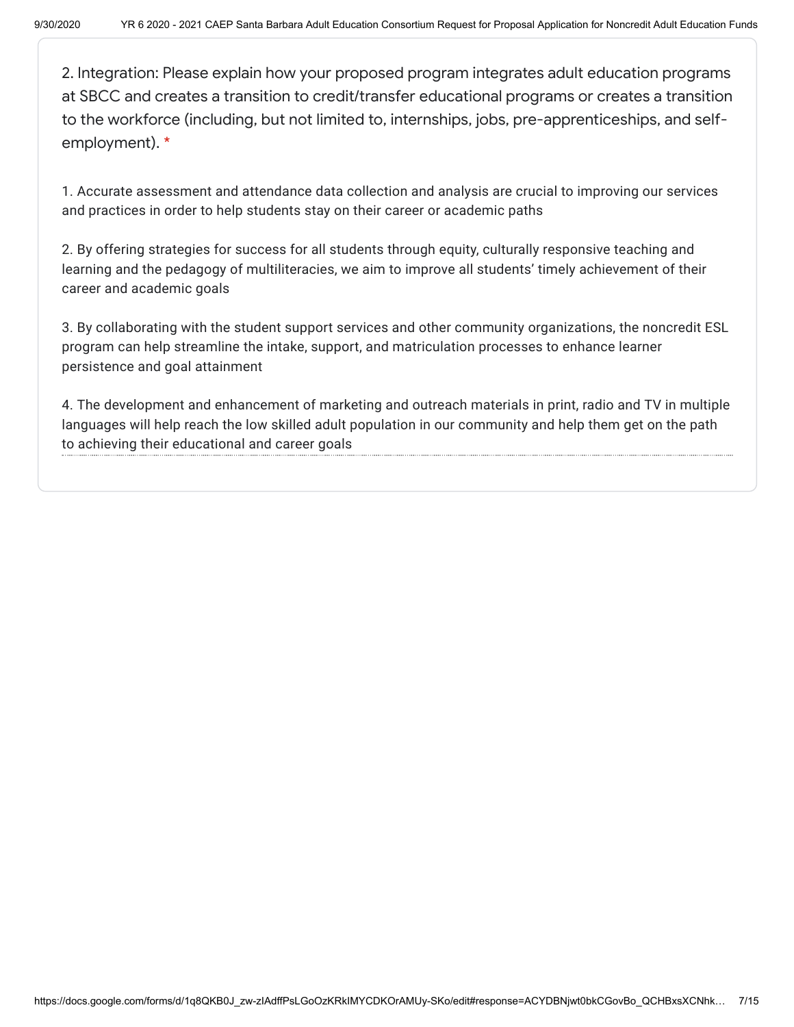2. Integration: Please explain how your proposed program integrates adult education programs at SBCC and creates a transition to credit/transfer educational programs or creates a transition to the workforce (including, but not limited to, internships, jobs, pre-apprenticeships, and self-employment). *

1. Accurate assessment and attendance data collection and analysis are crucial to improving our services and practices in order to help students stay on their career or academic paths

2. By offering strategies for success for all students through equity, culturally responsive teaching and learning and the pedagogy of multiliteracies, we aim to improve all students' timely achievement of their career and academic goals

3. By collaborating with the student support services and other community organizations, the noncredit ESL program can help streamline the intake, support, and matriculation processes to enhance learner persistence and goal attainment

4. The development and enhancement of marketing and outreach materials in print, radio and TV in multiple languages will help reach the low skilled adult population in our community and help them get on the path to achieving their educational and career goals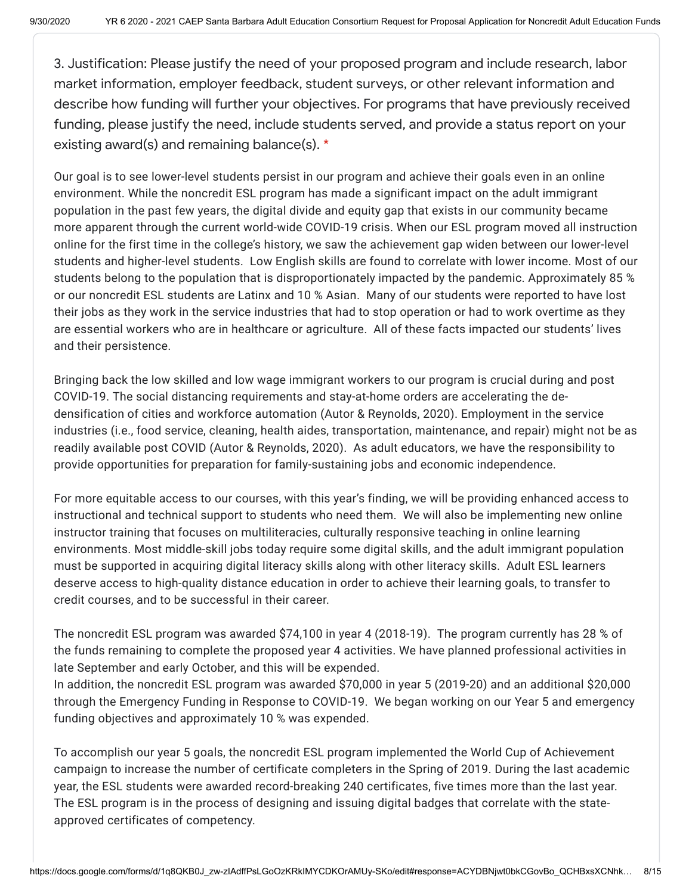3. Justification: Please justify the need of your proposed program and include research, labor market information, employer feedback, student surveys, or other relevant information and describe how funding will further your objectives. For programs that have previously received funding, please justify the need, include students served, and provide a status report on your existing award(s) and remaining balance(s). *

Our goal is to see lower-level students persist in our program and achieve their goals even in an online environment. While the noncredit ESL program has made a significant impact on the adult immigrant population in the past few years, the digital divide and equity gap that exists in our community became more apparent through the current world-wide COVID-19 crisis. When our ESL program moved all instruction online for the first time in the college's history, we saw the achievement gap widen between our lower-level students and higher-level students. Low English skills are found to correlate with lower income. Most of our students belong to the population that is disproportionately impacted by the pandemic. Approximately 85 % or our noncredit ESL students are Latinx and 10 % Asian. Many of our students were reported to have lost their jobs as they work in the service industries that had to stop operation or had to work overtime as they are essential workers who are in healthcare or agriculture. All of these facts impacted our students' lives and their persistence.

Bringing back the low skilled and low wage immigrant workers to our program is crucial during and post COVID-19. The social distancing requirements and stay-at-home orders are accelerating the de-densification of cities and workforce automation (Autor & Reynolds, 2020). Employment in the service industries (i.e., food service, cleaning, health aides, transportation, maintenance, and repair) might not be as readily available post COVID (Autor & Reynolds, 2020). As adult educators, we have the responsibility to provide opportunities for preparation for family-sustaining jobs and economic independence.

For more equitable access to our courses, with this year's finding, we will be providing enhanced access to instructional and technical support to students who need them. We will also be implementing new online instructor training that focuses on multiliteracies, culturally responsive teaching in online learning environments. Most middle-skill jobs today require some digital skills, and the adult immigrant population must be supported in acquiring digital literacy skills along with other literacy skills. Adult ESL learners deserve access to high-quality distance education in order to achieve their learning goals, to transfer to credit courses, and to be successful in their career.

The noncredit ESL program was awarded $74,100 in year 4 (2018-19). The program currently has 28 % of the funds remaining to complete the proposed year 4 activities. We have planned professional activities in late September and early October, and this will be expended.
In addition, the noncredit ESL program was awarded $70,000 in year 5 (2019-20) and an additional $20,000 through the Emergency Funding in Response to COVID-19. We began working on our Year 5 and emergency funding objectives and approximately 10 % was expended.

To accomplish our year 5 goals, the noncredit ESL program implemented the World Cup of Achievement campaign to increase the number of certificate completers in the Spring of 2019. During the last academic year, the ESL students were awarded record-breaking 240 certificates, five times more than the last year. The ESL program is in the process of designing and issuing digital badges that correlate with the state-approved certificates of competency.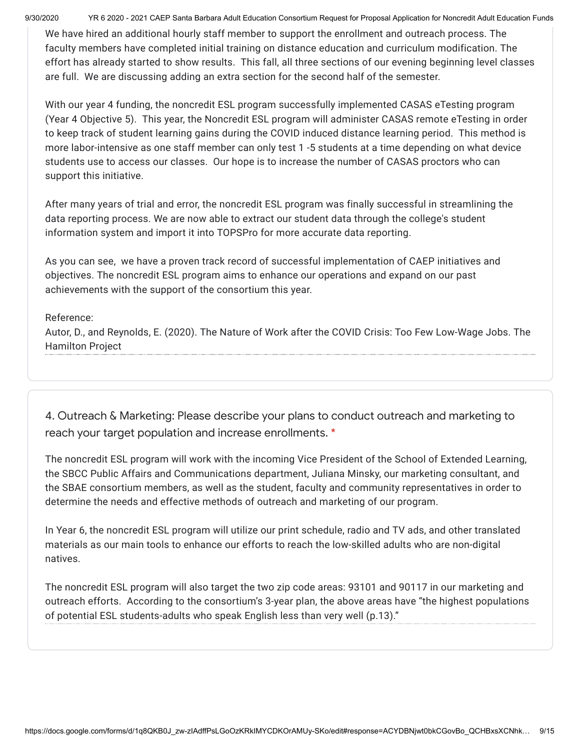We have hired an additional hourly staff member to support the enrollment and outreach process. The faculty members have completed initial training on distance education and curriculum modification. The effort has already started to show results. This fall, all three sections of our evening beginning level classes are full. We are discussing adding an extra section for the second half of the semester.

With our year 4 funding, the noncredit ESL program successfully implemented CASAS eTesting program (Year 4 Objective 5). This year, the Noncredit ESL program will administer CASAS remote eTesting in order to keep track of student learning gains during the COVID induced distance learning period. This method is more labor-intensive as one staff member can only test 1 -5 students at a time depending on what device students use to access our classes. Our hope is to increase the number of CASAS proctors who can support this initiative.

After many years of trial and error, the noncredit ESL program was finally successful in streamlining the data reporting process. We are now able to extract our student data through the college's student information system and import it into TOPSPro for more accurate data reporting.

As you can see, we have a proven track record of successful implementation of CAEP initiatives and objectives. The noncredit ESL program aims to enhance our operations and expand on our past achievements with the support of the consortium this year.

Reference:
Autor, D., and Reynolds, E. (2020). The Nature of Work after the COVID Crisis: Too Few Low-Wage Jobs. The Hamilton Project

4. Outreach & Marketing: Please describe your plans to conduct outreach and marketing to reach your target population and increase enrollments. *

The noncredit ESL program will work with the incoming Vice President of the School of Extended Learning, the SBCC Public Affairs and Communications department, Juliana Minsky, our marketing consultant, and the SBAE consortium members, as well as the student, faculty and community representatives in order to determine the needs and effective methods of outreach and marketing of our program.

In Year 6, the noncredit ESL program will utilize our print schedule, radio and TV ads, and other translated materials as our main tools to enhance our efforts to reach the low-skilled adults who are non-digital natives.

The noncredit ESL program will also target the two zip code areas: 93101 and 90117 in our marketing and outreach efforts. According to the consortium's 3-year plan, the above areas have "the highest populations of potential ESL students-adults who speak English less than very well (p.13)."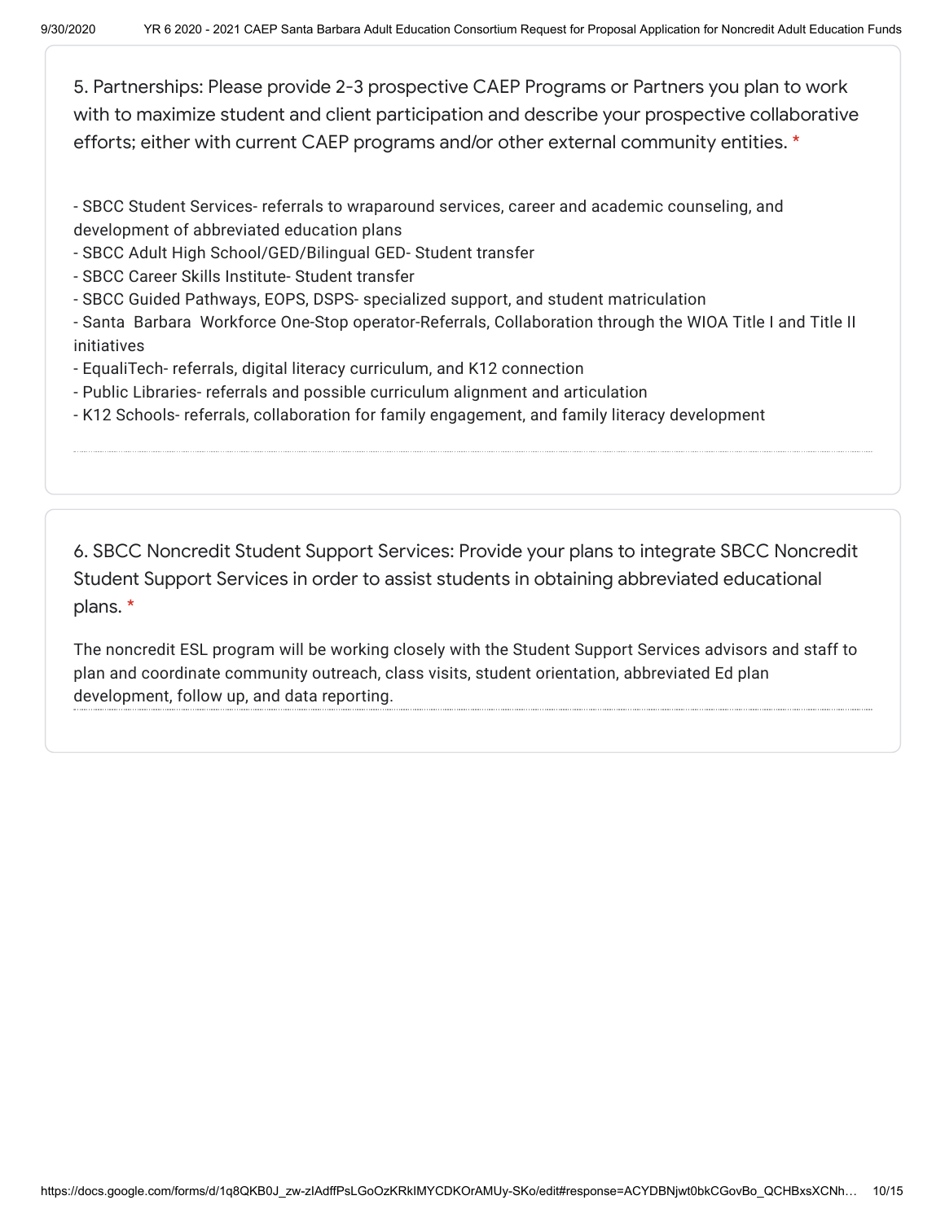5. Partnerships: Please provide 2-3 prospective CAEP Programs or Partners you plan to work with to maximize student and client participation and describe your prospective collaborative efforts; either with current CAEP programs and/or other external community entities. *

- SBCC Student Services- referrals to wraparound services, career and academic counseling, and development of abbreviated education plans
- SBCC Adult High School/GED/Bilingual GED- Student transfer
- SBCC Career Skills Institute- Student transfer
- SBCC Guided Pathways, EOPS, DSPS- specialized support, and student matriculation
- Santa Barbara Workforce One-Stop operator-Referrals, Collaboration through the WIOA Title I and Title II initiatives
- EqualiTech- referrals, digital literacy curriculum, and K12 connection
- Public Libraries- referrals and possible curriculum alignment and articulation
- K12 Schools- referrals, collaboration for family engagement, and family literacy development

6. SBCC Noncredit Student Support Services: Provide your plans to integrate SBCC Noncredit Student Support Services in order to assist students in obtaining abbreviated educational plans. *

The noncredit ESL program will be working closely with the Student Support Services advisors and staff to plan and coordinate community outreach, class visits, student orientation, abbreviated Ed plan development, follow up, and data reporting.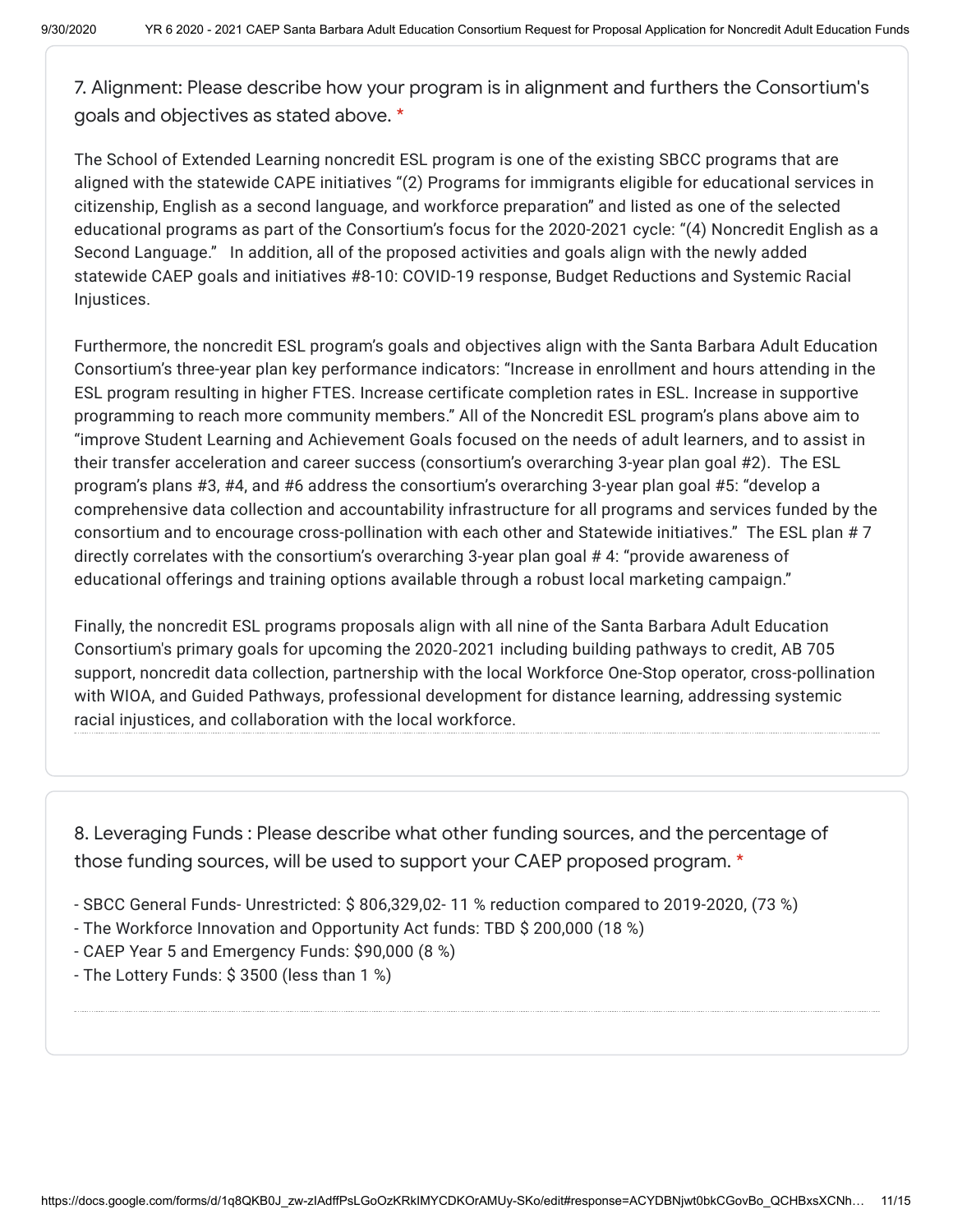7. Alignment: Please describe how your program is in alignment and furthers the Consortium's goals and objectives as stated above. *

The School of Extended Learning noncredit ESL program is one of the existing SBCC programs that are aligned with the statewide CAPE initiatives "(2) Programs for immigrants eligible for educational services in citizenship, English as a second language, and workforce preparation" and listed as one of the selected educational programs as part of the Consortium's focus for the 2020-2021 cycle: "(4) Noncredit English as a Second Language." In addition, all of the proposed activities and goals align with the newly added statewide CAEP goals and initiatives #8-10: COVID-19 response, Budget Reductions and Systemic Racial Injustices.

Furthermore, the noncredit ESL program's goals and objectives align with the Santa Barbara Adult Education Consortium's three-year plan key performance indicators: "Increase in enrollment and hours attending in the ESL program resulting in higher FTES. Increase certificate completion rates in ESL. Increase in supportive programming to reach more community members." All of the Noncredit ESL program's plans above aim to "improve Student Learning and Achievement Goals focused on the needs of adult learners, and to assist in their transfer acceleration and career success (consortium's overarching 3-year plan goal #2). The ESL program's plans #3, #4, and #6 address the consortium's overarching 3-year plan goal #5: "develop a comprehensive data collection and accountability infrastructure for all programs and services funded by the consortium and to encourage cross-pollination with each other and Statewide initiatives." The ESL plan # 7 directly correlates with the consortium's overarching 3-year plan goal # 4: "provide awareness of educational offerings and training options available through a robust local marketing campaign."

Finally, the noncredit ESL programs proposals align with all nine of the Santa Barbara Adult Education Consortium's primary goals for upcoming the 2020-2021 including building pathways to credit, AB 705 support, noncredit data collection, partnership with the local Workforce One-Stop operator, cross-pollination with WIOA, and Guided Pathways, professional development for distance learning, addressing systemic racial injustices, and collaboration with the local workforce.

8. Leveraging Funds : Please describe what other funding sources, and the percentage of those funding sources, will be used to support your CAEP proposed program. *

- SBCC General Funds- Unrestricted: $ 806,329,02- 11 % reduction compared to 2019-2020, (73 %)
- The Workforce Innovation and Opportunity Act funds: TBD $ 200,000 (18 %)
- CAEP Year 5 and Emergency Funds: $90,000 (8 %)
- The Lottery Funds: $ 3500 (less than 1 %)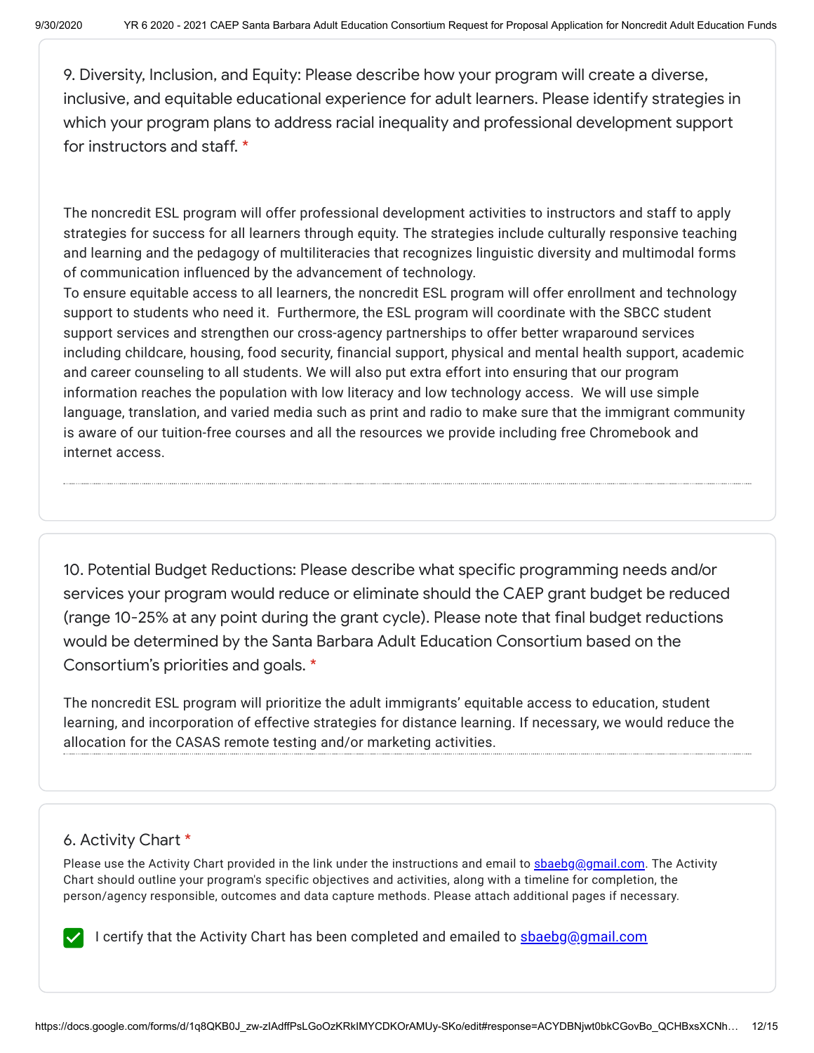9. Diversity, Inclusion, and Equity: Please describe how your program will create a diverse, inclusive, and equitable educational experience for adult learners. Please identify strategies in which your program plans to address racial inequality and professional development support for instructors and staff. *

The noncredit ESL program will offer professional development activities to instructors and staff to apply strategies for success for all learners through equity. The strategies include culturally responsive teaching and learning and the pedagogy of multiliteracies that recognizes linguistic diversity and multimodal forms of communication influenced by the advancement of technology.
To ensure equitable access to all learners, the noncredit ESL program will offer enrollment and technology support to students who need it. Furthermore, the ESL program will coordinate with the SBCC student support services and strengthen our cross-agency partnerships to offer better wraparound services including childcare, housing, food security, financial support, physical and mental health support, academic and career counseling to all students. We will also put extra effort into ensuring that our program information reaches the population with low literacy and low technology access. We will use simple language, translation, and varied media such as print and radio to make sure that the immigrant community is aware of our tuition-free courses and all the resources we provide including free Chromebook and internet access.

10. Potential Budget Reductions: Please describe what specific programming needs and/or services your program would reduce or eliminate should the CAEP grant budget be reduced (range 10-25% at any point during the grant cycle). Please note that final budget reductions would be determined by the Santa Barbara Adult Education Consortium based on the Consortium's priorities and goals. *

The noncredit ESL program will prioritize the adult immigrants' equitable access to education, student learning, and incorporation of effective strategies for distance learning. If necessary, we would reduce the allocation for the CASAS remote testing and/or marketing activities.

6. Activity Chart *

Please use the Activity Chart provided in the link under the instructions and email to sbaebg@gmail.com. The Activity Chart should outline your program's specific objectives and activities, along with a timeline for completion, the person/agency responsible, outcomes and data capture methods. Please attach additional pages if necessary.

- [x] I certify that the Activity Chart has been completed and emailed to sbaebg@gmail.com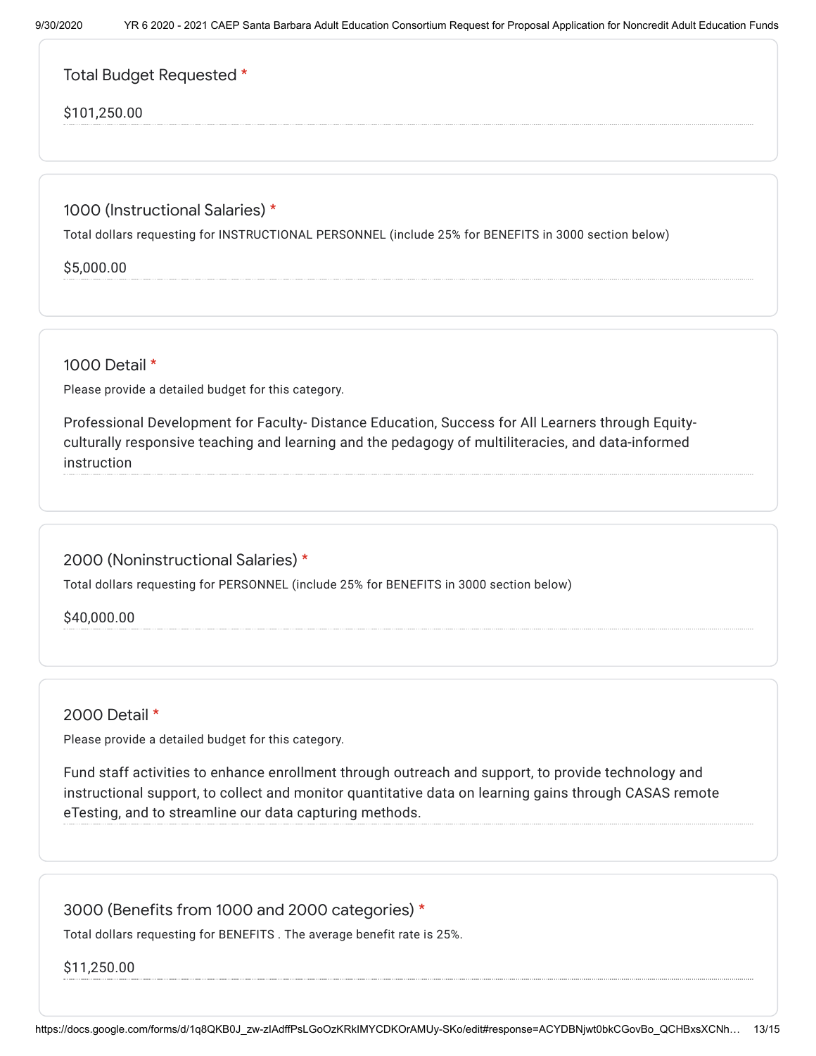### Total Budget Requested *

$101,250.00

### 1000 (Instructional Salaries) *

Total dollars requesting for INSTRUCTIONAL PERSONNEL (include 25% for BENEFITS in 3000 section below)

$5,000.00

### 1000 Detail *

Please provide a detailed budget for this category.

Professional Development for Faculty- Distance Education, Success for All Learners through Equity-culturally responsive teaching and learning and the pedagogy of multiliteracies, and data-informed instruction

### 2000 (Noninstructional Salaries) *

Total dollars requesting for PERSONNEL (include 25% for BENEFITS in 3000 section below)

$40,000.00

### 2000 Detail *

Please provide a detailed budget for this category.

Fund staff activities to enhance enrollment through outreach and support, to provide technology and instructional support, to collect and monitor quantitative data on learning gains through CASAS remote eTesting, and to streamline our data capturing methods.

### 3000 (Benefits from 1000 and 2000 categories) *

Total dollars requesting for BENEFITS . The average benefit rate is 25%.

$11,250.00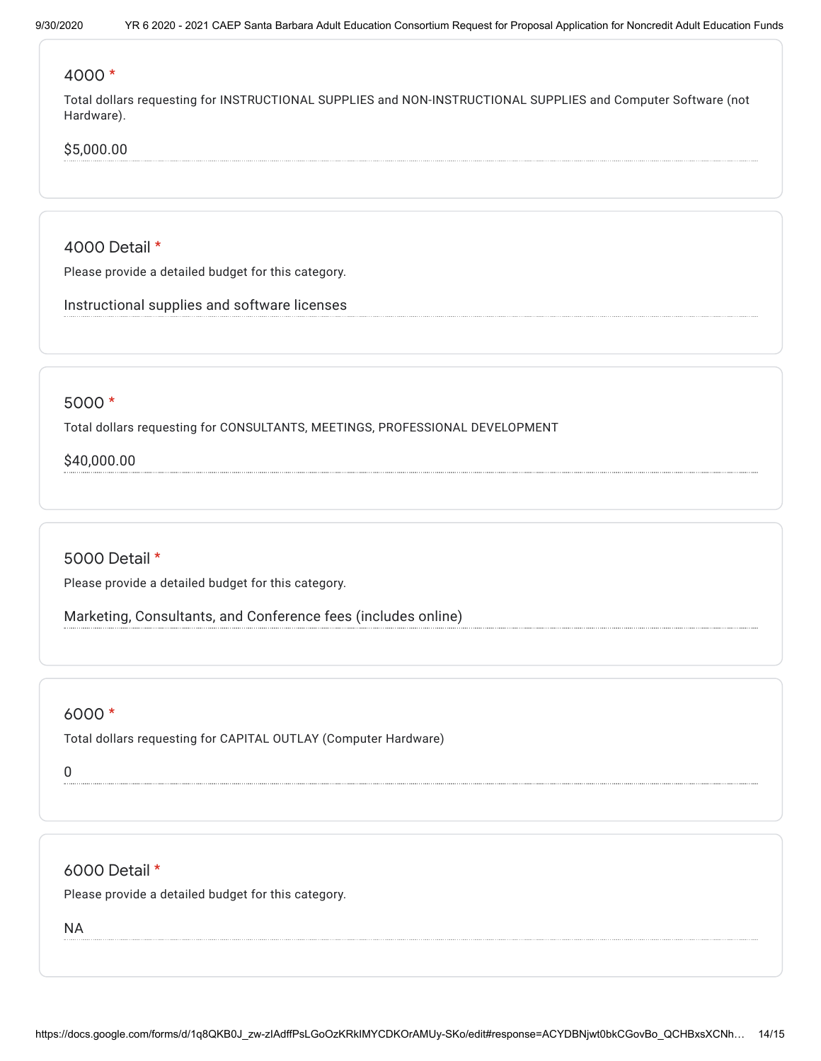### 4000 *

Total dollars requesting for INSTRUCTIONAL SUPPLIES and NON-INSTRUCTIONAL SUPPLIES and Computer Software (not Hardware).

$5,000.00

### 4000 Detail *

Please provide a detailed budget for this category.

Instructional supplies and software licenses

### 5000 *

Total dollars requesting for CONSULTANTS, MEETINGS, PROFESSIONAL DEVELOPMENT

$40,000.00

### 5000 Detail *

Please provide a detailed budget for this category.

Marketing, Consultants, and Conference fees (includes online)

### 6000 *

Total dollars requesting for CAPITAL OUTLAY (Computer Hardware)

0

### 6000 Detail *

Please provide a detailed budget for this category.

NA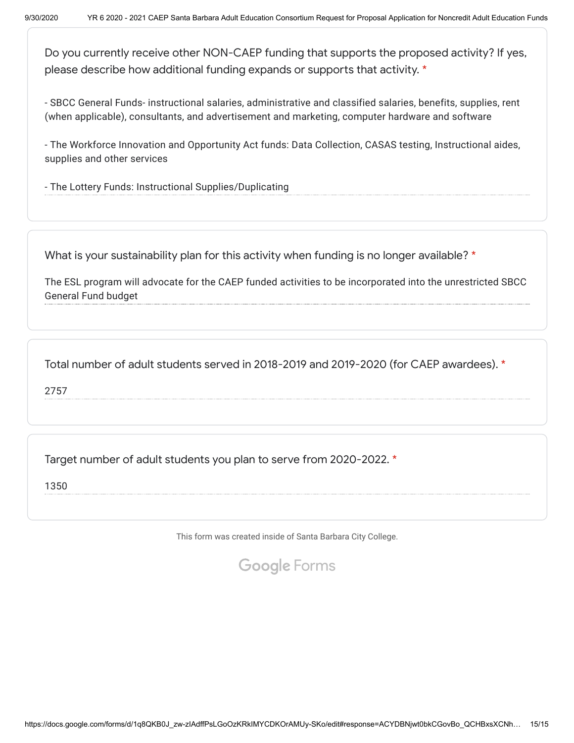Do you currently receive other NON-CAEP funding that supports the proposed activity? If yes, please describe how additional funding expands or supports that activity. *

- SBCC General Funds- instructional salaries, administrative and classified salaries, benefits, supplies, rent (when applicable), consultants, and advertisement and marketing, computer hardware and software

- The Workforce Innovation and Opportunity Act funds: Data Collection, CASAS testing, Instructional aides, supplies and other services

- The Lottery Funds: Instructional Supplies/Duplicating

What is your sustainability plan for this activity when funding is no longer available? *

The ESL program will advocate for the CAEP funded activities to be incorporated into the unrestricted SBCC General Fund budget

Total number of adult students served in 2018-2019 and 2019-2020 (for CAEP awardees). *

2757

Target number of adult students you plan to serve from 2020-2022. *

1350

This form was created inside of Santa Barbara City College.

Google Forms